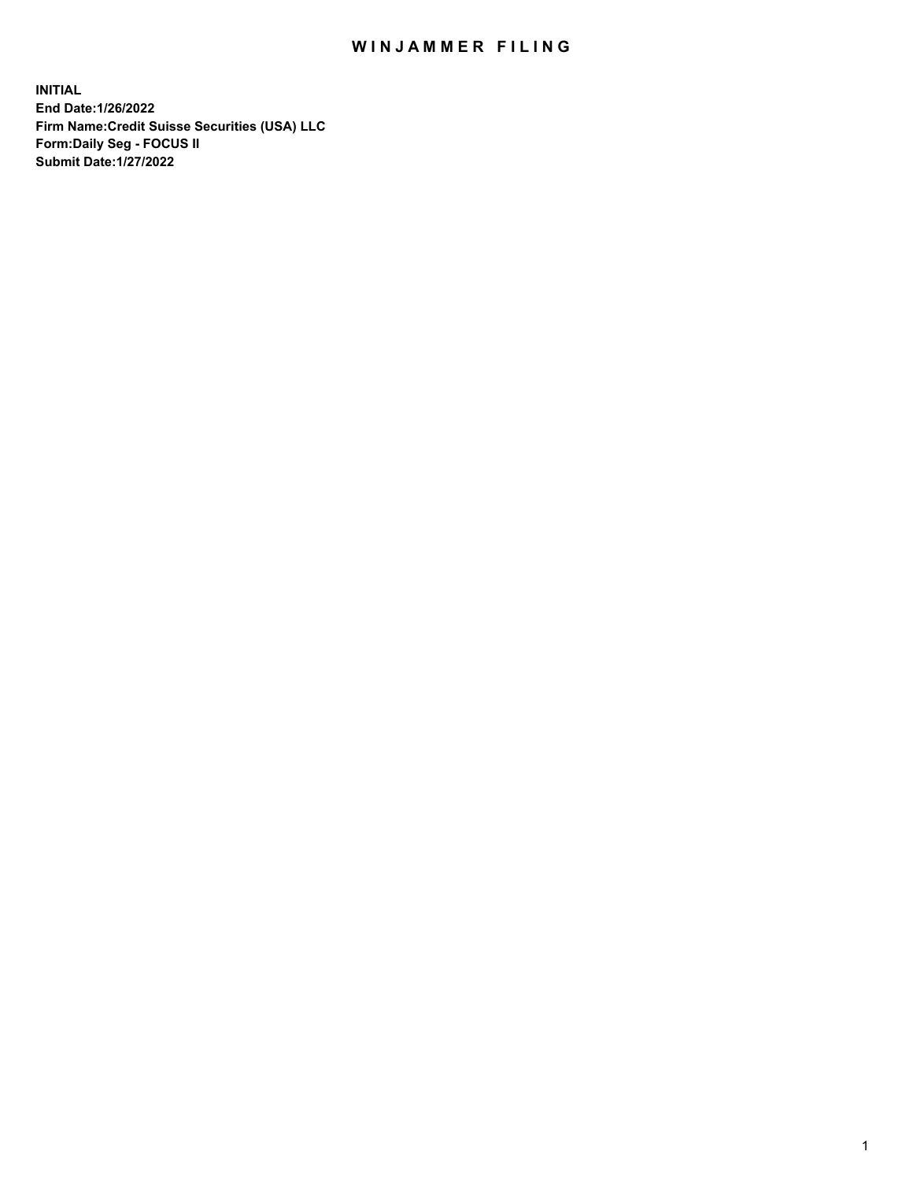# WINJAMMER FILING

**INITIAL**
**End Date:1/26/2022**
**Firm Name:Credit Suisse Securities (USA) LLC**
**Form:Daily Seg - FOCUS II**
**Submit Date:1/27/2022**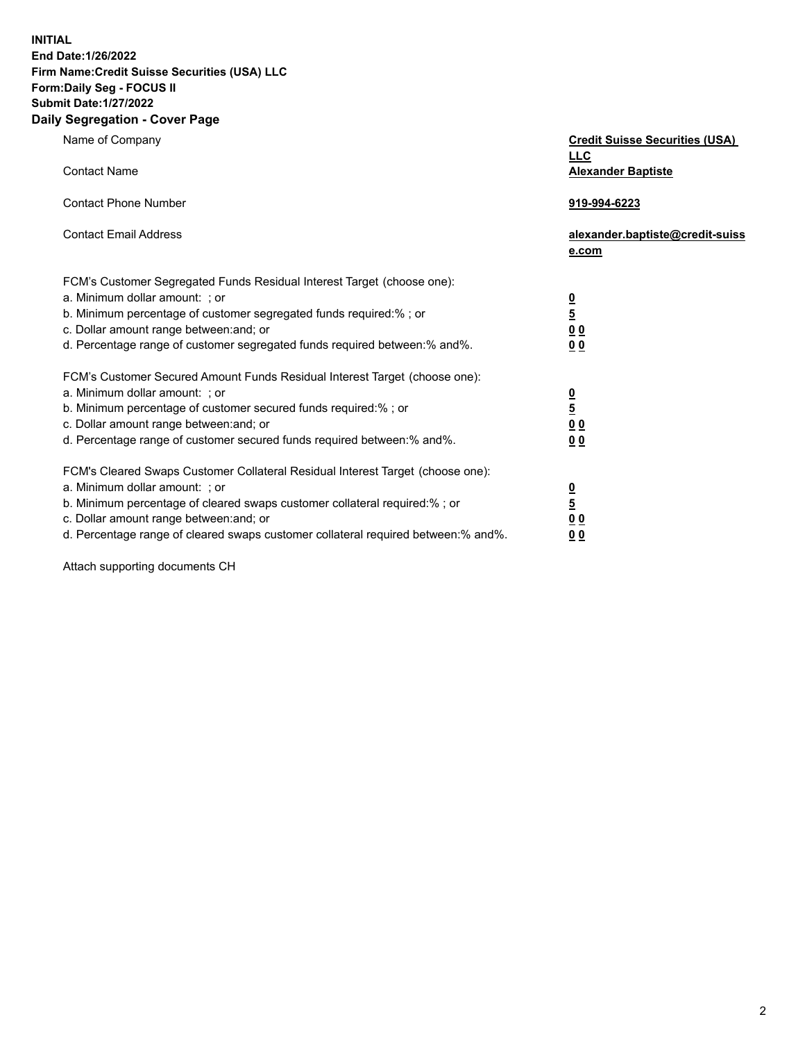**INITIAL**
**End Date:1/26/2022**
**Firm Name:Credit Suisse Securities (USA) LLC**
**Form:Daily Seg - FOCUS II**
**Submit Date:1/27/2022**

## Daily Segregation - Cover Page

| | |
|---|---|
| Name of Company | **Credit Suisse Securities (USA) LLC** |
| Contact Name | **Alexander Baptiste** |
| Contact Phone Number | **919-994-6223** |
| Contact Email Address | **alexander.baptiste@credit-suisse.com** |

| | |
|---|---|
| FCM's Customer Segregated Funds Residual Interest Target (choose one): | |
| a. Minimum dollar amount: ; or | **0** |
| b. Minimum percentage of customer segregated funds required:% ; or | **5** |
| c. Dollar amount range between:and; or | **0 0** |
| d. Percentage range of customer segregated funds required between:% and%. | **0 0** |
| FCM's Customer Secured Amount Funds Residual Interest Target (choose one): | |
| a. Minimum dollar amount: ; or | **0** |
| b. Minimum percentage of customer secured funds required:% ; or | **5** |
| c. Dollar amount range between:and; or | **0 0** |
| d. Percentage range of customer secured funds required between:% and%. | **0 0** |
| FCM's Cleared Swaps Customer Collateral Residual Interest Target (choose one): | |
| a. Minimum dollar amount: ; or | **0** |
| b. Minimum percentage of cleared swaps customer collateral required:% ; or | **5** |
| c. Dollar amount range between:and; or | **0 0** |
| d. Percentage range of cleared swaps customer collateral required between:% and%. | **0 0** |

Attach supporting documents CH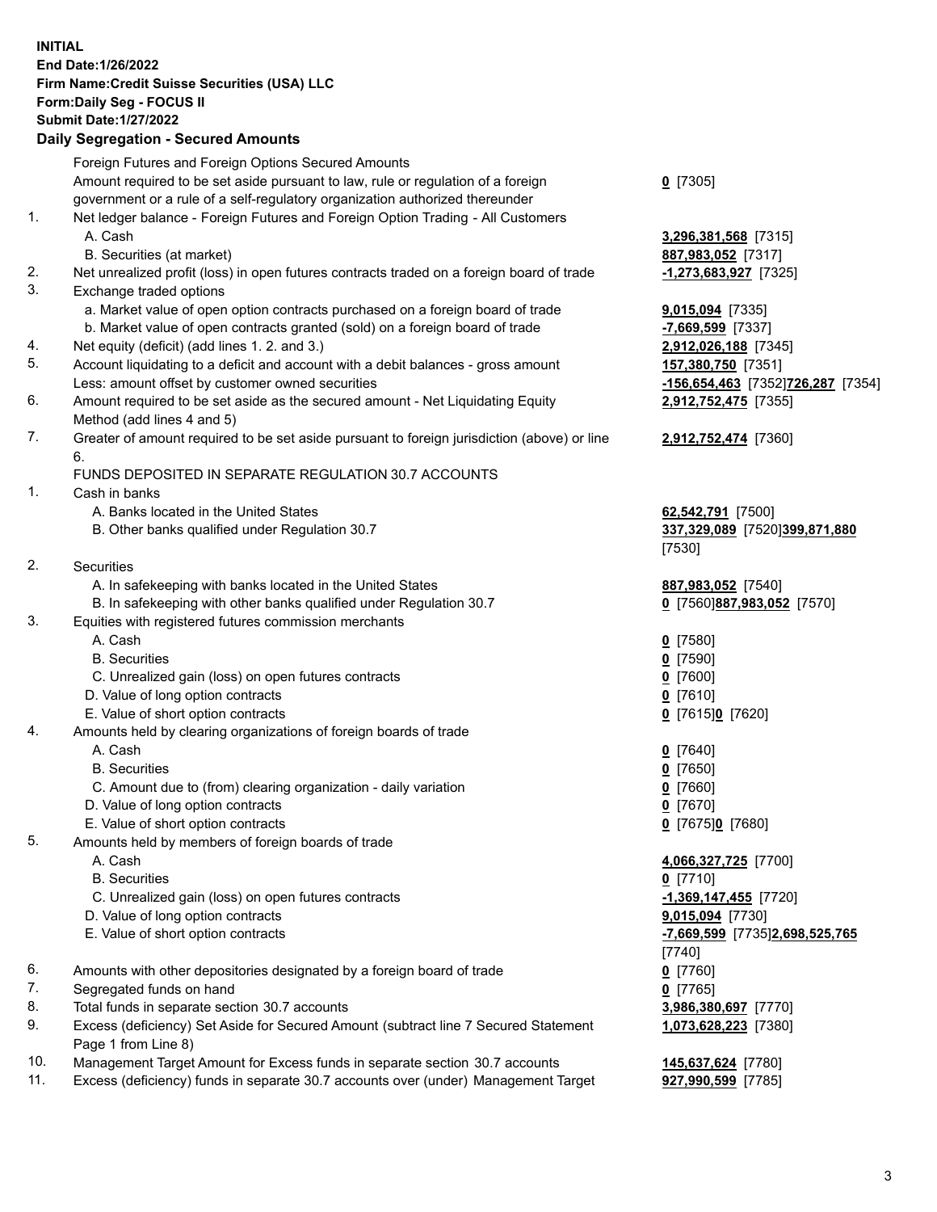**INITIAL**
**End Date:1/26/2022**
**Firm Name:Credit Suisse Securities (USA) LLC**
**Form:Daily Seg - FOCUS II**
**Submit Date:1/27/2022**

## Daily Segregation - Secured Amounts

| | | |
|---|---|---|
| | Foreign Futures and Foreign Options Secured Amounts | |
| | Amount required to be set aside pursuant to law, rule or regulation of a foreign government or a rule of a self-regulatory organization authorized thereunder | **0** [7305] |
| 1. | Net ledger balance - Foreign Futures and Foreign Option Trading - All Customers | |
| | A. Cash | **3,296,381,568** [7315] |
| | B. Securities (at market) | **887,983,052** [7317] |
| 2. | Net unrealized profit (loss) in open futures contracts traded on a foreign board of trade | **-1,273,683,927** [7325] |
| 3. | Exchange traded options | |
| | a. Market value of open option contracts purchased on a foreign board of trade | **9,015,094** [7335] |
| | b. Market value of open contracts granted (sold) on a foreign board of trade | **-7,669,599** [7337] |
| 4. | Net equity (deficit) (add lines 1. 2. and 3.) | **2,912,026,188** [7345] |
| 5. | Account liquidating to a deficit and account with a debit balances - gross amount | **157,380,750** [7351] |
| | Less: amount offset by customer owned securities | **-156,654,463** [7352]**726,287** [7354] |
| 6. | Amount required to be set aside as the secured amount - Net Liquidating Equity Method (add lines 4 and 5) | **2,912,752,475** [7355] |
| 7. | Greater of amount required to be set aside pursuant to foreign jurisdiction (above) or line 6. | **2,912,752,474** [7360] |
| | FUNDS DEPOSITED IN SEPARATE REGULATION 30.7 ACCOUNTS | |
| 1. | Cash in banks | |
| | A. Banks located in the United States | **62,542,791** [7500] |
| | B. Other banks qualified under Regulation 30.7 | **337,329,089** [7520]**399,871,880** [7530] |
| 2. | Securities | |
| | A. In safekeeping with banks located in the United States | **887,983,052** [7540] |
| | B. In safekeeping with other banks qualified under Regulation 30.7 | **0** [7560]**887,983,052** [7570] |
| 3. | Equities with registered futures commission merchants | |
| | A. Cash | **0** [7580] |
| | B. Securities | **0** [7590] |
| | C. Unrealized gain (loss) on open futures contracts | **0** [7600] |
| | D. Value of long option contracts | **0** [7610] |
| | E. Value of short option contracts | **0** [7615]**0** [7620] |
| 4. | Amounts held by clearing organizations of foreign boards of trade | |
| | A. Cash | **0** [7640] |
| | B. Securities | **0** [7650] |
| | C. Amount due to (from) clearing organization - daily variation | **0** [7660] |
| | D. Value of long option contracts | **0** [7670] |
| | E. Value of short option contracts | **0** [7675]**0** [7680] |
| 5. | Amounts held by members of foreign boards of trade | |
| | A. Cash | **4,066,327,725** [7700] |
| | B. Securities | **0** [7710] |
| | C. Unrealized gain (loss) on open futures contracts | **-1,369,147,455** [7720] |
| | D. Value of long option contracts | **9,015,094** [7730] |
| | E. Value of short option contracts | **-7,669,599** [7735]**2,698,525,765** [7740] |
| 6. | Amounts with other depositories designated by a foreign board of trade | **0** [7760] |
| 7. | Segregated funds on hand | **0** [7765] |
| 8. | Total funds in separate section 30.7 accounts | **3,986,380,697** [7770] |
| 9. | Excess (deficiency) Set Aside for Secured Amount (subtract line 7 Secured Statement Page 1 from Line 8) | **1,073,628,223** [7380] |
| 10. | Management Target Amount for Excess funds in separate section 30.7 accounts | **145,637,624** [7780] |
| 11. | Excess (deficiency) funds in separate 30.7 accounts over (under) Management Target | **927,990,599** [7785] |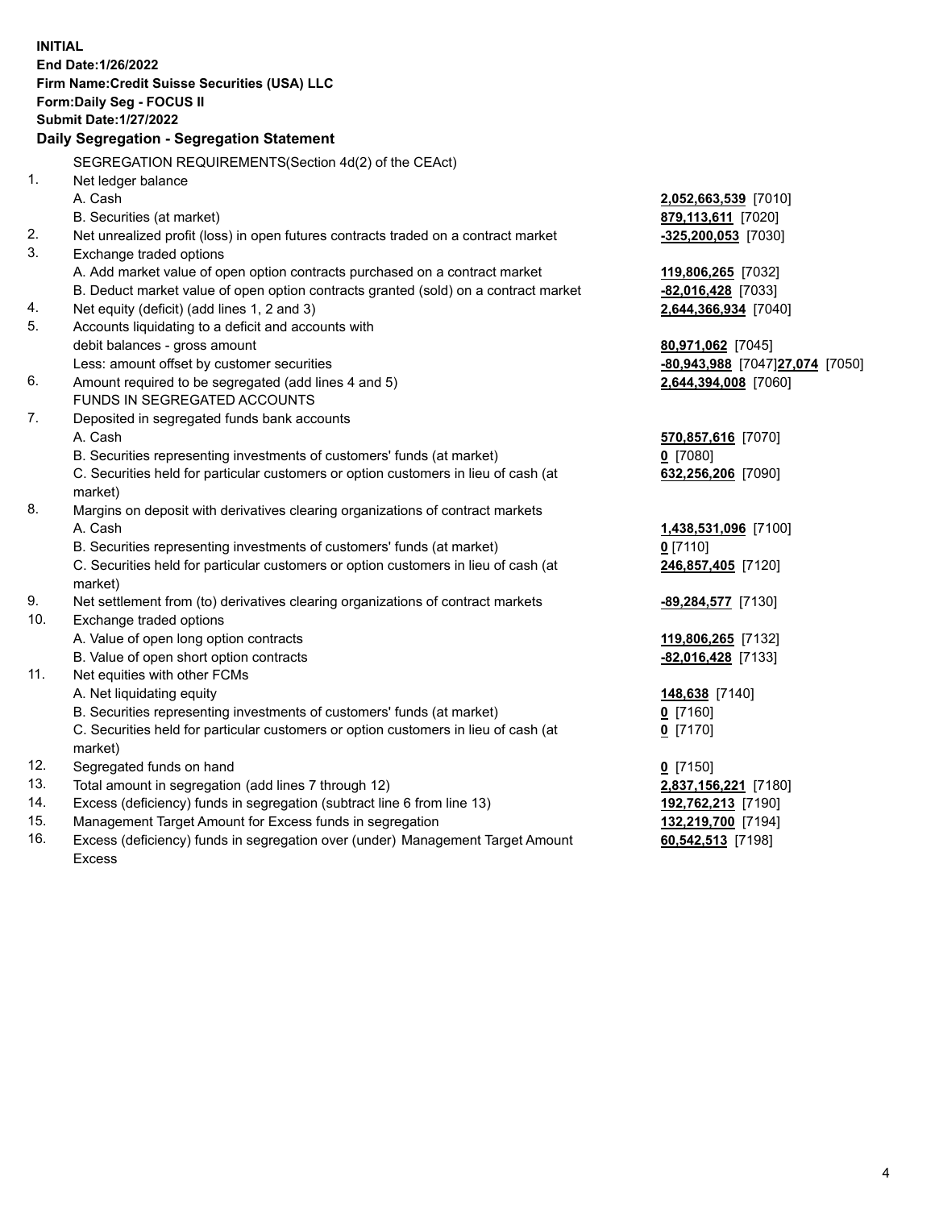**INITIAL**
**End Date:1/26/2022**
**Firm Name:Credit Suisse Securities (USA) LLC**
**Form:Daily Seg - FOCUS II**
**Submit Date:1/27/2022**

## Daily Segregation - Segregation Statement

SEGREGATION REQUIREMENTS(Section 4d(2) of the CEAct)

| | | |
|---|---|---|
| 1. | Net ledger balance | |
| | A. Cash | **2,052,663,539** [7010] |
| | B. Securities (at market) | **879,113,611** [7020] |
| 2. | Net unrealized profit (loss) in open futures contracts traded on a contract market | **-325,200,053** [7030] |
| 3. | Exchange traded options | |
| | A. Add market value of open option contracts purchased on a contract market | **119,806,265** [7032] |
| | B. Deduct market value of open option contracts granted (sold) on a contract market | **-82,016,428** [7033] |
| 4. | Net equity (deficit) (add lines 1, 2 and 3) | **2,644,366,934** [7040] |
| 5. | Accounts liquidating to a deficit and accounts with debit balances - gross amount | **80,971,062** [7045] |
| | Less: amount offset by customer securities | **-80,943,988** [7047]**27,074** [7050] |
| 6. | Amount required to be segregated (add lines 4 and 5) | **2,644,394,008** [7060] |
| | FUNDS IN SEGREGATED ACCOUNTS | |
| 7. | Deposited in segregated funds bank accounts | |
| | A. Cash | **570,857,616** [7070] |
| | B. Securities representing investments of customers' funds (at market) | **0** [7080] |
| | C. Securities held for particular customers or option customers in lieu of cash (at market) | **632,256,206** [7090] |
| 8. | Margins on deposit with derivatives clearing organizations of contract markets | |
| | A. Cash | **1,438,531,096** [7100] |
| | B. Securities representing investments of customers' funds (at market) | **0** [7110] |
| | C. Securities held for particular customers or option customers in lieu of cash (at market) | **246,857,405** [7120] |
| 9. | Net settlement from (to) derivatives clearing organizations of contract markets | **-89,284,577** [7130] |
| 10. | Exchange traded options | |
| | A. Value of open long option contracts | **119,806,265** [7132] |
| | B. Value of open short option contracts | **-82,016,428** [7133] |
| 11. | Net equities with other FCMs | |
| | A. Net liquidating equity | **148,638** [7140] |
| | B. Securities representing investments of customers' funds (at market) | **0** [7160] |
| | C. Securities held for particular customers or option customers in lieu of cash (at market) | **0** [7170] |
| 12. | Segregated funds on hand | **0** [7150] |
| 13. | Total amount in segregation (add lines 7 through 12) | **2,837,156,221** [7180] |
| 14. | Excess (deficiency) funds in segregation (subtract line 6 from line 13) | **192,762,213** [7190] |
| 15. | Management Target Amount for Excess funds in segregation | **132,219,700** [7194] |
| 16. | Excess (deficiency) funds in segregation over (under) Management Target Amount Excess | **60,542,513** [7198] |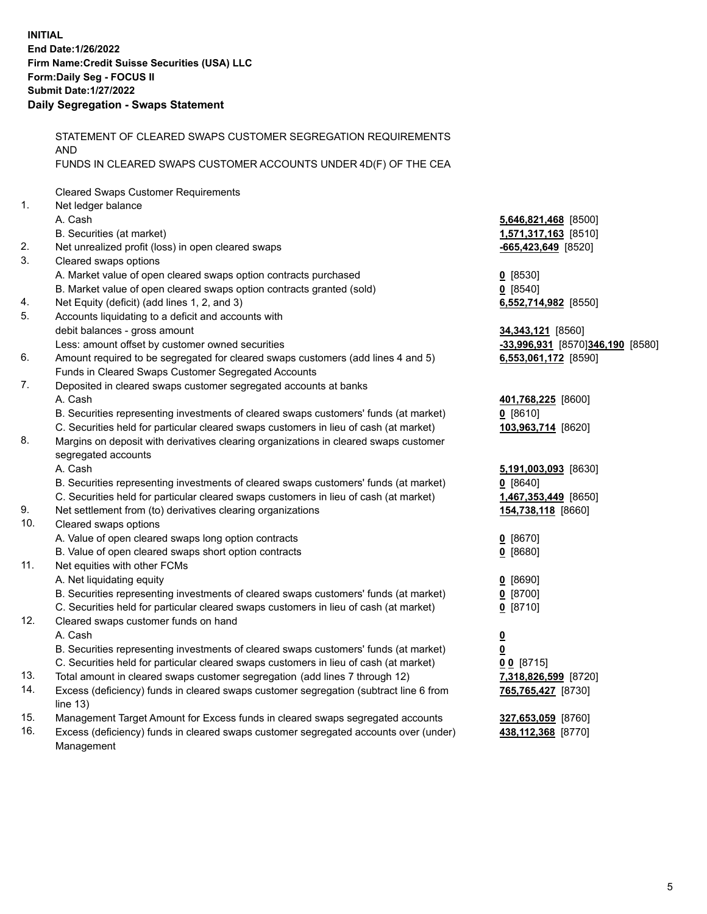**INITIAL**
**End Date:1/26/2022**
**Firm Name:Credit Suisse Securities (USA) LLC**
**Form:Daily Seg - FOCUS II**
**Submit Date:1/27/2022**
**Daily Segregation - Swaps Statement**

STATEMENT OF CLEARED SWAPS CUSTOMER SEGREGATION REQUIREMENTS AND FUNDS IN CLEARED SWAPS CUSTOMER ACCOUNTS UNDER 4D(F) OF THE CEA

| | | |
|---|---|---|
| | Cleared Swaps Customer Requirements | |
| 1. | Net ledger balance | |
| | A. Cash | **5,646,821,468** [8500] |
| | B. Securities (at market) | **1,571,317,163** [8510] |
| 2. | Net unrealized profit (loss) in open cleared swaps | **-665,423,649** [8520] |
| 3. | Cleared swaps options | |
| | A. Market value of open cleared swaps option contracts purchased | **0** [8530] |
| | B. Market value of open cleared swaps option contracts granted (sold) | **0** [8540] |
| 4. | Net Equity (deficit) (add lines 1, 2, and 3) | **6,552,714,982** [8550] |
| 5. | Accounts liquidating to a deficit and accounts with | |
| | debit balances - gross amount | **34,343,121** [8560] |
| | Less: amount offset by customer owned securities | **-33,996,931** [8570]**346,190** [8580] |
| 6. | Amount required to be segregated for cleared swaps customers (add lines 4 and 5) | **6,553,061,172** [8590] |
| | Funds in Cleared Swaps Customer Segregated Accounts | |
| 7. | Deposited in cleared swaps customer segregated accounts at banks | |
| | A. Cash | **401,768,225** [8600] |
| | B. Securities representing investments of cleared swaps customers' funds (at market) | **0** [8610] |
| | C. Securities held for particular cleared swaps customers in lieu of cash (at market) | **103,963,714** [8620] |
| 8. | Margins on deposit with derivatives clearing organizations in cleared swaps customer segregated accounts | |
| | A. Cash | **5,191,003,093** [8630] |
| | B. Securities representing investments of cleared swaps customers' funds (at market) | **0** [8640] |
| | C. Securities held for particular cleared swaps customers in lieu of cash (at market) | **1,467,353,449** [8650] |
| 9. | Net settlement from (to) derivatives clearing organizations | **154,738,118** [8660] |
| 10. | Cleared swaps options | |
| | A. Value of open cleared swaps long option contracts | **0** [8670] |
| | B. Value of open cleared swaps short option contracts | **0** [8680] |
| 11. | Net equities with other FCMs | |
| | A. Net liquidating equity | **0** [8690] |
| | B. Securities representing investments of cleared swaps customers' funds (at market) | **0** [8700] |
| | C. Securities held for particular cleared swaps customers in lieu of cash (at market) | **0** [8710] |
| 12. | Cleared swaps customer funds on hand | |
| | A. Cash | **0** |
| | B. Securities representing investments of cleared swaps customers' funds (at market) | **0** |
| | C. Securities held for particular cleared swaps customers in lieu of cash (at market) | **0** **0** [8715] |
| 13. | Total amount in cleared swaps customer segregation (add lines 7 through 12) | **7,318,826,599** [8720] |
| 14. | Excess (deficiency) funds in cleared swaps customer segregation (subtract line 6 from line 13) | **765,765,427** [8730] |
| 15. | Management Target Amount for Excess funds in cleared swaps segregated accounts | **327,653,059** [8760] |
| 16. | Excess (deficiency) funds in cleared swaps customer segregated accounts over (under) Management | **438,112,368** [8770] |